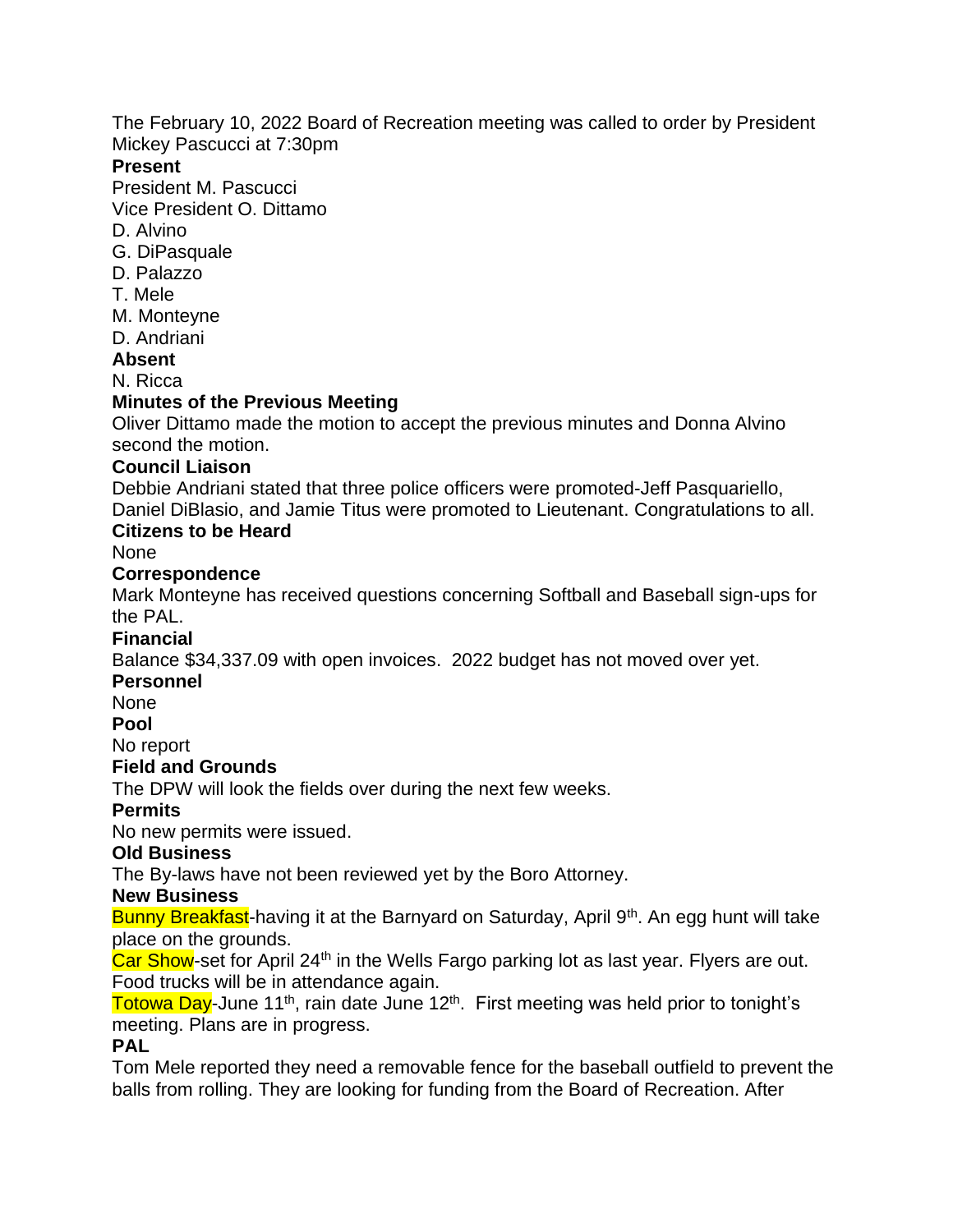The February 10, 2022 Board of Recreation meeting was called to order by President Mickey Pascucci at 7:30pm

**Present**

President M. Pascucci
Vice President O. Dittamo
D. Alvino
G. DiPasquale
D. Palazzo
T. Mele
M. Monteyne
D. Andriani

**Absent**

N. Ricca

**Minutes of the Previous Meeting**

Oliver Dittamo made the motion to accept the previous minutes and Donna Alvino second the motion.

**Council Liaison**

Debbie Andriani stated that three police officers were promoted-Jeff Pasquariello, Daniel DiBlasio, and Jamie Titus were promoted to Lieutenant. Congratulations to all.

**Citizens to be Heard**

None

**Correspondence**

Mark Monteyne has received questions concerning Softball and Baseball sign-ups for the PAL.

**Financial**

Balance $34,337.09 with open invoices. 2022 budget has not moved over yet.

**Personnel**

None

**Pool**

No report

**Field and Grounds**

The DPW will look the fields over during the next few weeks.

**Permits**

No new permits were issued.

**Old Business**

The By-laws have not been reviewed yet by the Boro Attorney.

**New Business**

Bunny Breakfast-having it at the Barnyard on Saturday, April 9th. An egg hunt will take place on the grounds.

Car Show-set for April 24th in the Wells Fargo parking lot as last year. Flyers are out. Food trucks will be in attendance again.

Totowa Day-June 11th, rain date June 12th. First meeting was held prior to tonight's meeting. Plans are in progress.

**PAL**

Tom Mele reported they need a removable fence for the baseball outfield to prevent the balls from rolling. They are looking for funding from the Board of Recreation. After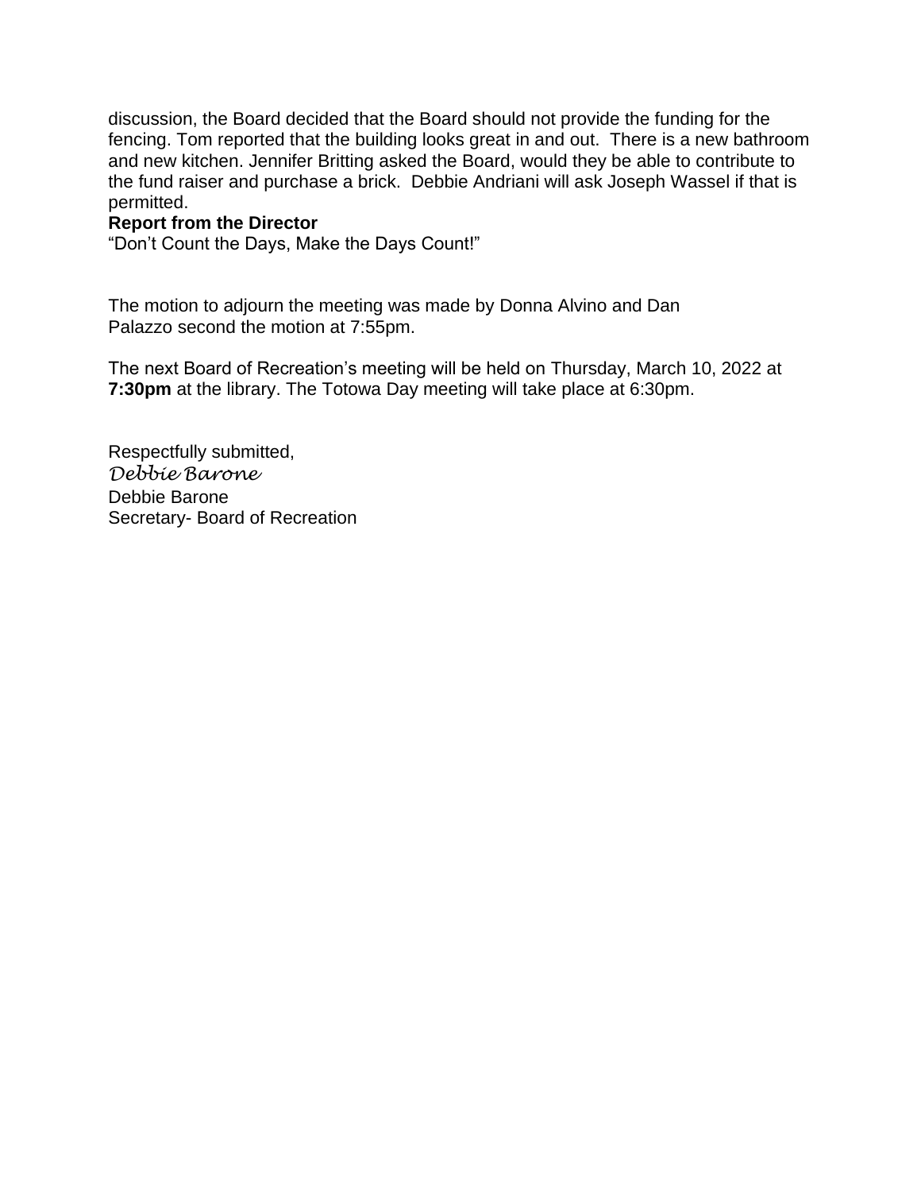discussion, the Board decided that the Board should not provide the funding for the fencing. Tom reported that the building looks great in and out. There is a new bathroom and new kitchen. Jennifer Britting asked the Board, would they be able to contribute to the fund raiser and purchase a brick. Debbie Andriani will ask Joseph Wassel if that is permitted.

**Report from the Director**

"Don't Count the Days, Make the Days Count!"

The motion to adjourn the meeting was made by Donna Alvino and Dan Palazzo second the motion at 7:55pm.

The next Board of Recreation's meeting will be held on Thursday, March 10, 2022 at **7:30pm** at the library. The Totowa Day meeting will take place at 6:30pm.

Respectfully submitted,

*Debbie Barone*

Debbie Barone

Secretary- Board of Recreation